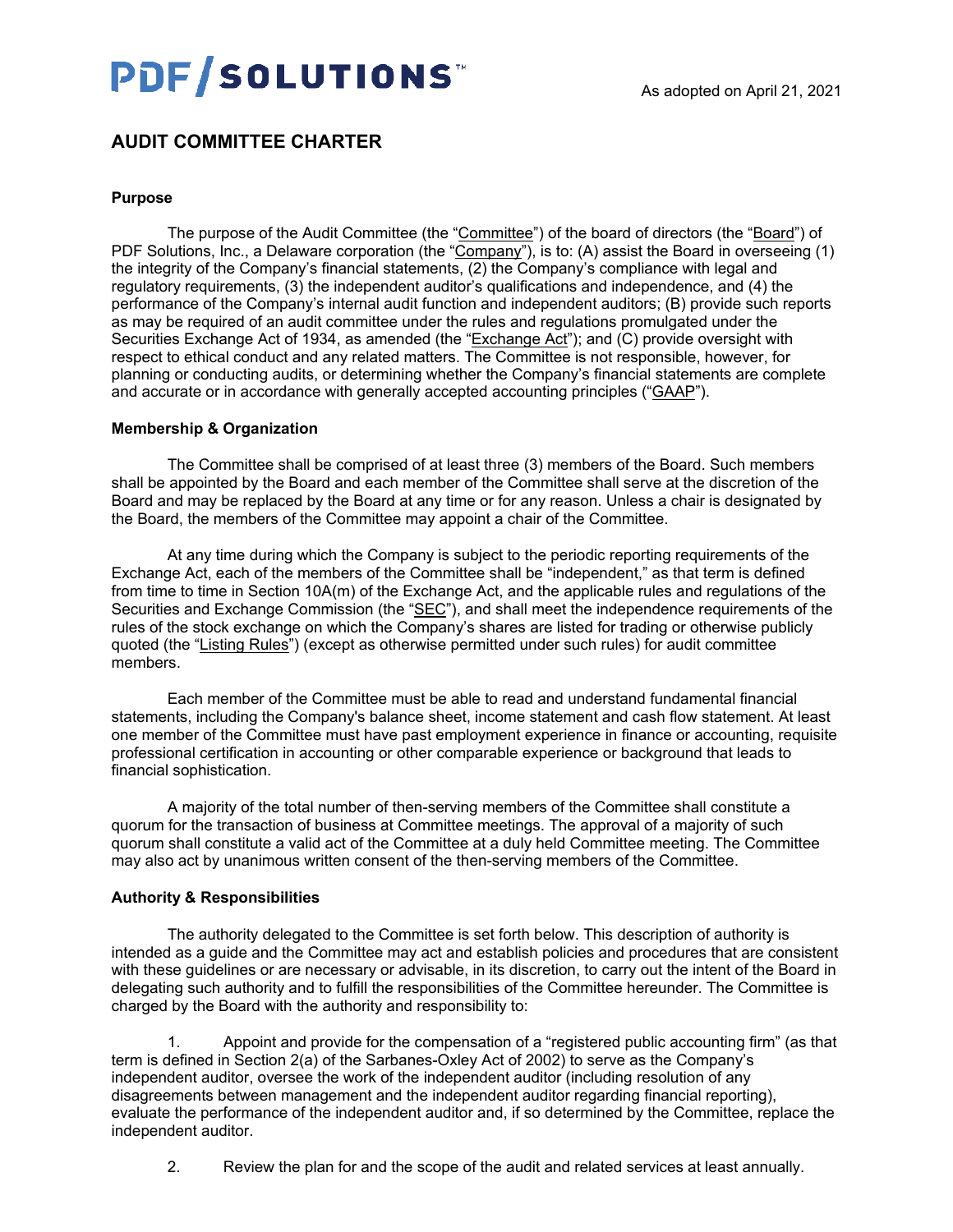PDF/SOLUTIONS™

As adopted on April 21, 2021

# AUDIT COMMITTEE CHARTER

### Purpose

The purpose of the Audit Committee (the "Committee") of the board of directors (the "Board") of PDF Solutions, Inc., a Delaware corporation (the "Company"), is to: (A) assist the Board in overseeing (1) the integrity of the Company's financial statements, (2) the Company's compliance with legal and regulatory requirements, (3) the independent auditor's qualifications and independence, and (4) the performance of the Company's internal audit function and independent auditors; (B) provide such reports as may be required of an audit committee under the rules and regulations promulgated under the Securities Exchange Act of 1934, as amended (the "Exchange Act"); and (C) provide oversight with respect to ethical conduct and any related matters. The Committee is not responsible, however, for planning or conducting audits, or determining whether the Company's financial statements are complete and accurate or in accordance with generally accepted accounting principles ("GAAP").

### Membership & Organization

The Committee shall be comprised of at least three (3) members of the Board. Such members shall be appointed by the Board and each member of the Committee shall serve at the discretion of the Board and may be replaced by the Board at any time or for any reason. Unless a chair is designated by the Board, the members of the Committee may appoint a chair of the Committee.

At any time during which the Company is subject to the periodic reporting requirements of the Exchange Act, each of the members of the Committee shall be "independent," as that term is defined from time to time in Section 10A(m) of the Exchange Act, and the applicable rules and regulations of the Securities and Exchange Commission (the "SEC"), and shall meet the independence requirements of the rules of the stock exchange on which the Company's shares are listed for trading or otherwise publicly quoted (the "Listing Rules") (except as otherwise permitted under such rules) for audit committee members.

Each member of the Committee must be able to read and understand fundamental financial statements, including the Company's balance sheet, income statement and cash flow statement. At least one member of the Committee must have past employment experience in finance or accounting, requisite professional certification in accounting or other comparable experience or background that leads to financial sophistication.

A majority of the total number of then-serving members of the Committee shall constitute a quorum for the transaction of business at Committee meetings. The approval of a majority of such quorum shall constitute a valid act of the Committee at a duly held Committee meeting. The Committee may also act by unanimous written consent of the then-serving members of the Committee.

### Authority & Responsibilities

The authority delegated to the Committee is set forth below. This description of authority is intended as a guide and the Committee may act and establish policies and procedures that are consistent with these guidelines or are necessary or advisable, in its discretion, to carry out the intent of the Board in delegating such authority and to fulfill the responsibilities of the Committee hereunder. The Committee is charged by the Board with the authority and responsibility to:

1. Appoint and provide for the compensation of a "registered public accounting firm" (as that term is defined in Section 2(a) of the Sarbanes-Oxley Act of 2002) to serve as the Company's independent auditor, oversee the work of the independent auditor (including resolution of any disagreements between management and the independent auditor regarding financial reporting), evaluate the performance of the independent auditor and, if so determined by the Committee, replace the independent auditor.

2. Review the plan for and the scope of the audit and related services at least annually.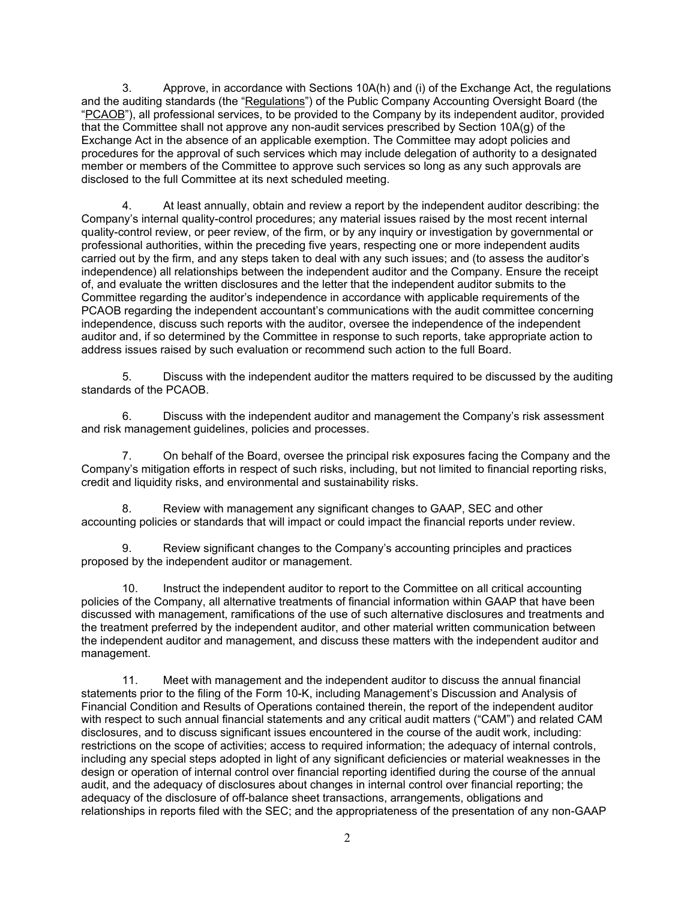3. Approve, in accordance with Sections 10A(h) and (i) of the Exchange Act, the regulations and the auditing standards (the "Regulations") of the Public Company Accounting Oversight Board (the "PCAOB"), all professional services, to be provided to the Company by its independent auditor, provided that the Committee shall not approve any non-audit services prescribed by Section 10A(g) of the Exchange Act in the absence of an applicable exemption. The Committee may adopt policies and procedures for the approval of such services which may include delegation of authority to a designated member or members of the Committee to approve such services so long as any such approvals are disclosed to the full Committee at its next scheduled meeting.

4. At least annually, obtain and review a report by the independent auditor describing: the Company's internal quality-control procedures; any material issues raised by the most recent internal quality-control review, or peer review, of the firm, or by any inquiry or investigation by governmental or professional authorities, within the preceding five years, respecting one or more independent audits carried out by the firm, and any steps taken to deal with any such issues; and (to assess the auditor's independence) all relationships between the independent auditor and the Company. Ensure the receipt of, and evaluate the written disclosures and the letter that the independent auditor submits to the Committee regarding the auditor's independence in accordance with applicable requirements of the PCAOB regarding the independent accountant's communications with the audit committee concerning independence, discuss such reports with the auditor, oversee the independence of the independent auditor and, if so determined by the Committee in response to such reports, take appropriate action to address issues raised by such evaluation or recommend such action to the full Board.

5. Discuss with the independent auditor the matters required to be discussed by the auditing standards of the PCAOB.

6. Discuss with the independent auditor and management the Company's risk assessment and risk management guidelines, policies and processes.

7. On behalf of the Board, oversee the principal risk exposures facing the Company and the Company's mitigation efforts in respect of such risks, including, but not limited to financial reporting risks, credit and liquidity risks, and environmental and sustainability risks.

8. Review with management any significant changes to GAAP, SEC and other accounting policies or standards that will impact or could impact the financial reports under review.

9. Review significant changes to the Company's accounting principles and practices proposed by the independent auditor or management.

10. Instruct the independent auditor to report to the Committee on all critical accounting policies of the Company, all alternative treatments of financial information within GAAP that have been discussed with management, ramifications of the use of such alternative disclosures and treatments and the treatment preferred by the independent auditor, and other material written communication between the independent auditor and management, and discuss these matters with the independent auditor and management.

11. Meet with management and the independent auditor to discuss the annual financial statements prior to the filing of the Form 10-K, including Management's Discussion and Analysis of Financial Condition and Results of Operations contained therein, the report of the independent auditor with respect to such annual financial statements and any critical audit matters ("CAM") and related CAM disclosures, and to discuss significant issues encountered in the course of the audit work, including: restrictions on the scope of activities; access to required information; the adequacy of internal controls, including any special steps adopted in light of any significant deficiencies or material weaknesses in the design or operation of internal control over financial reporting identified during the course of the annual audit, and the adequacy of disclosures about changes in internal control over financial reporting; the adequacy of the disclosure of off-balance sheet transactions, arrangements, obligations and relationships in reports filed with the SEC; and the appropriateness of the presentation of any non-GAAP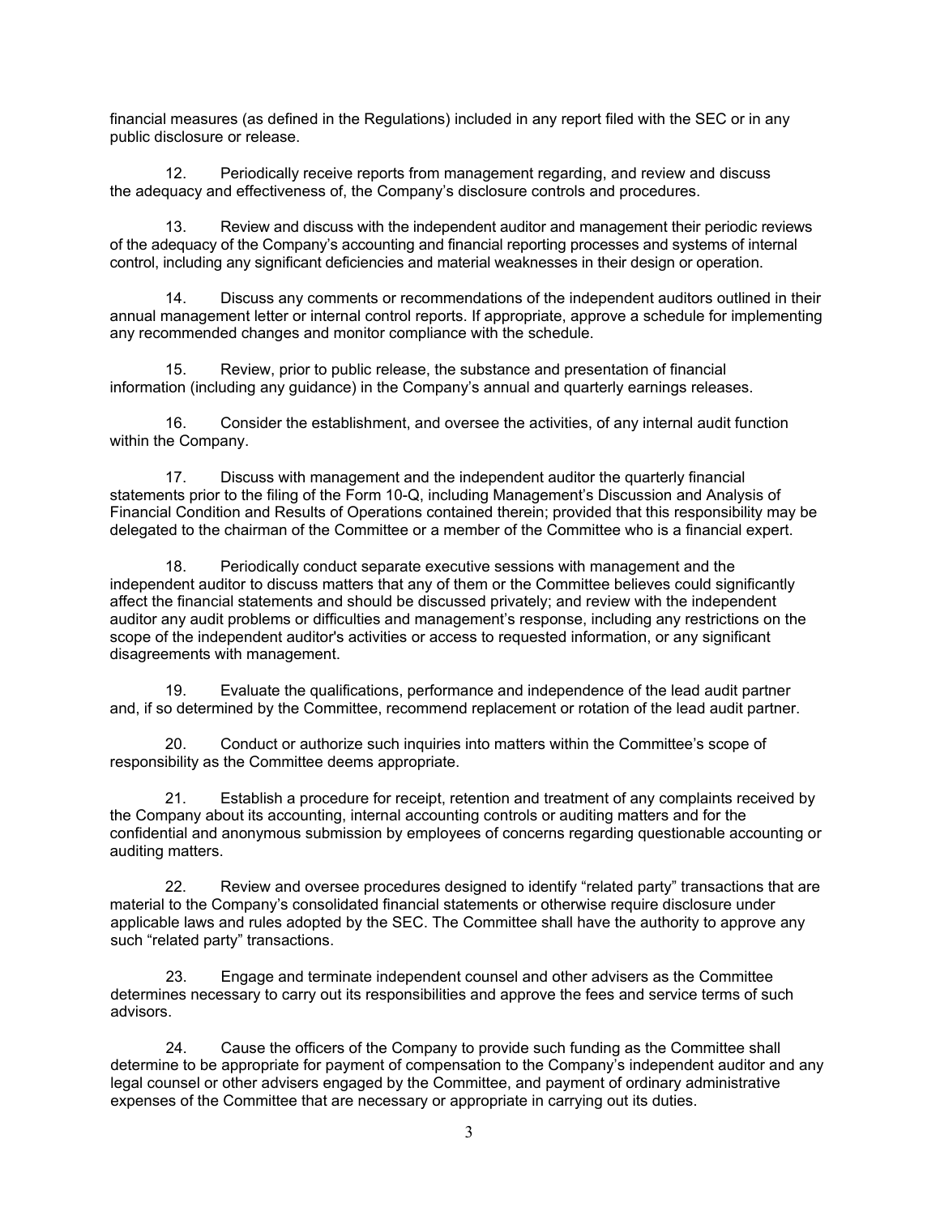financial measures (as defined in the Regulations) included in any report filed with the SEC or in any public disclosure or release.

12. Periodically receive reports from management regarding, and review and discuss the adequacy and effectiveness of, the Company's disclosure controls and procedures.

13. Review and discuss with the independent auditor and management their periodic reviews of the adequacy of the Company's accounting and financial reporting processes and systems of internal control, including any significant deficiencies and material weaknesses in their design or operation.

14. Discuss any comments or recommendations of the independent auditors outlined in their annual management letter or internal control reports. If appropriate, approve a schedule for implementing any recommended changes and monitor compliance with the schedule.

15. Review, prior to public release, the substance and presentation of financial information (including any guidance) in the Company's annual and quarterly earnings releases.

16. Consider the establishment, and oversee the activities, of any internal audit function within the Company.

17. Discuss with management and the independent auditor the quarterly financial statements prior to the filing of the Form 10-Q, including Management's Discussion and Analysis of Financial Condition and Results of Operations contained therein; provided that this responsibility may be delegated to the chairman of the Committee or a member of the Committee who is a financial expert.

18. Periodically conduct separate executive sessions with management and the independent auditor to discuss matters that any of them or the Committee believes could significantly affect the financial statements and should be discussed privately; and review with the independent auditor any audit problems or difficulties and management's response, including any restrictions on the scope of the independent auditor's activities or access to requested information, or any significant disagreements with management.

19. Evaluate the qualifications, performance and independence of the lead audit partner and, if so determined by the Committee, recommend replacement or rotation of the lead audit partner.

20. Conduct or authorize such inquiries into matters within the Committee's scope of responsibility as the Committee deems appropriate.

21. Establish a procedure for receipt, retention and treatment of any complaints received by the Company about its accounting, internal accounting controls or auditing matters and for the confidential and anonymous submission by employees of concerns regarding questionable accounting or auditing matters.

22. Review and oversee procedures designed to identify "related party" transactions that are material to the Company's consolidated financial statements or otherwise require disclosure under applicable laws and rules adopted by the SEC. The Committee shall have the authority to approve any such "related party" transactions.

23. Engage and terminate independent counsel and other advisers as the Committee determines necessary to carry out its responsibilities and approve the fees and service terms of such advisors.

24. Cause the officers of the Company to provide such funding as the Committee shall determine to be appropriate for payment of compensation to the Company's independent auditor and any legal counsel or other advisers engaged by the Committee, and payment of ordinary administrative expenses of the Committee that are necessary or appropriate in carrying out its duties.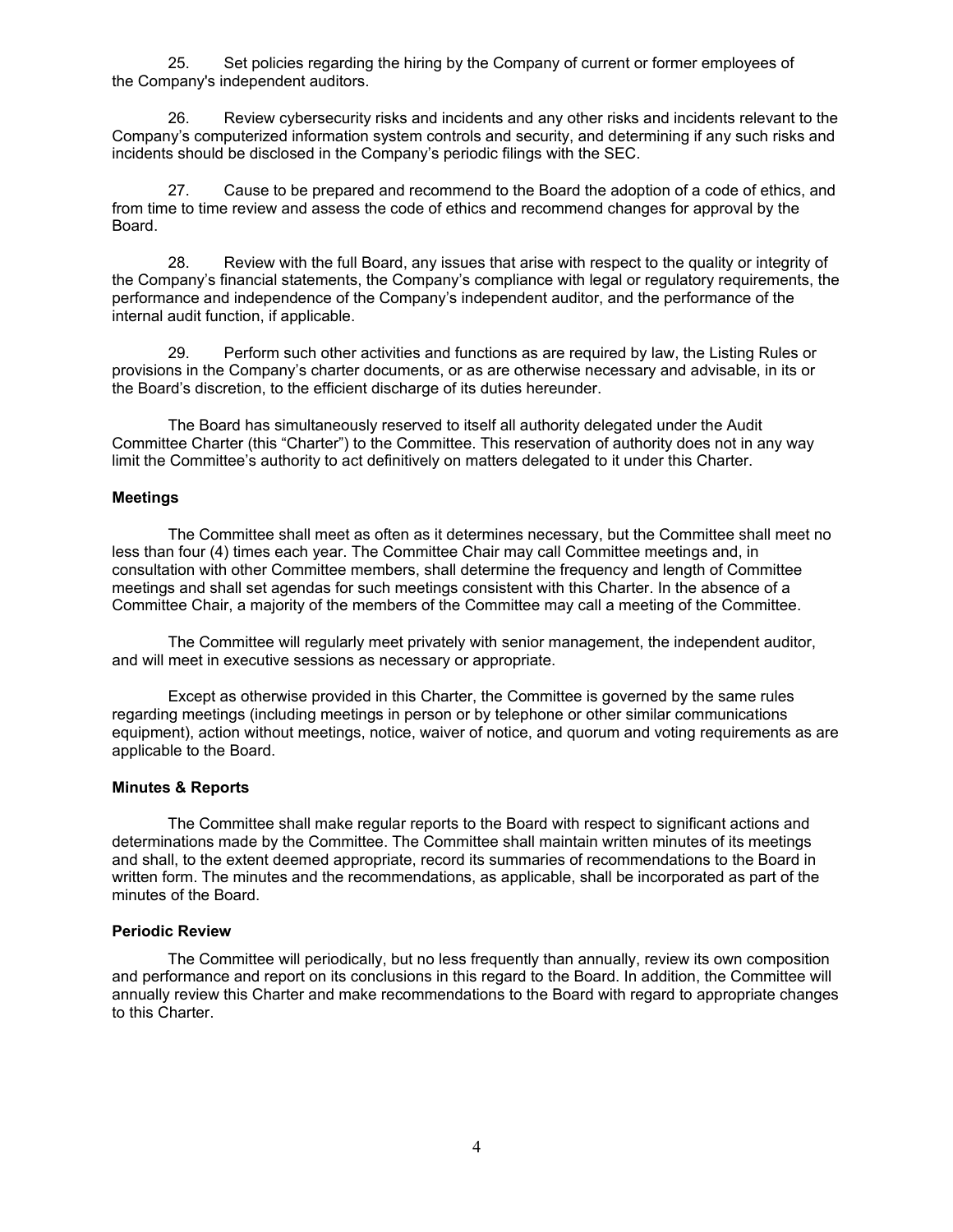25. Set policies regarding the hiring by the Company of current or former employees of the Company's independent auditors.

26. Review cybersecurity risks and incidents and any other risks and incidents relevant to the Company's computerized information system controls and security, and determining if any such risks and incidents should be disclosed in the Company's periodic filings with the SEC.

27. Cause to be prepared and recommend to the Board the adoption of a code of ethics, and from time to time review and assess the code of ethics and recommend changes for approval by the Board.

28. Review with the full Board, any issues that arise with respect to the quality or integrity of the Company's financial statements, the Company's compliance with legal or regulatory requirements, the performance and independence of the Company's independent auditor, and the performance of the internal audit function, if applicable.

29. Perform such other activities and functions as are required by law, the Listing Rules or provisions in the Company's charter documents, or as are otherwise necessary and advisable, in its or the Board's discretion, to the efficient discharge of its duties hereunder.

The Board has simultaneously reserved to itself all authority delegated under the Audit Committee Charter (this "Charter") to the Committee. This reservation of authority does not in any way limit the Committee's authority to act definitively on matters delegated to it under this Charter.

**Meetings**

The Committee shall meet as often as it determines necessary, but the Committee shall meet no less than four (4) times each year. The Committee Chair may call Committee meetings and, in consultation with other Committee members, shall determine the frequency and length of Committee meetings and shall set agendas for such meetings consistent with this Charter. In the absence of a Committee Chair, a majority of the members of the Committee may call a meeting of the Committee.

The Committee will regularly meet privately with senior management, the independent auditor, and will meet in executive sessions as necessary or appropriate.

Except as otherwise provided in this Charter, the Committee is governed by the same rules regarding meetings (including meetings in person or by telephone or other similar communications equipment), action without meetings, notice, waiver of notice, and quorum and voting requirements as are applicable to the Board.

**Minutes & Reports**

The Committee shall make regular reports to the Board with respect to significant actions and determinations made by the Committee. The Committee shall maintain written minutes of its meetings and shall, to the extent deemed appropriate, record its summaries of recommendations to the Board in written form. The minutes and the recommendations, as applicable, shall be incorporated as part of the minutes of the Board.

**Periodic Review**

The Committee will periodically, but no less frequently than annually, review its own composition and performance and report on its conclusions in this regard to the Board. In addition, the Committee will annually review this Charter and make recommendations to the Board with regard to appropriate changes to this Charter.